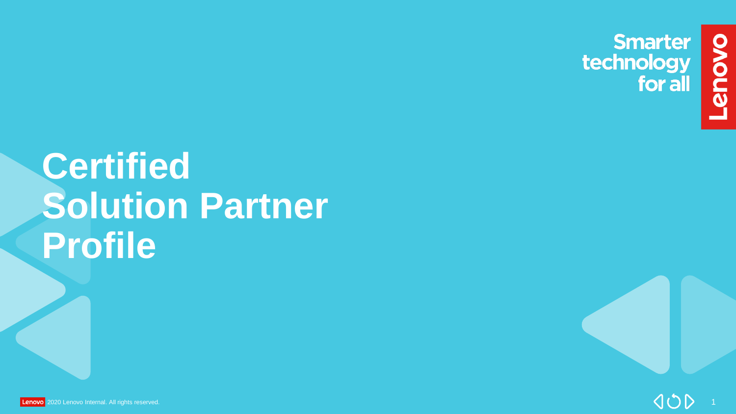Smarter technology for all

# Certified Solution Partner Profile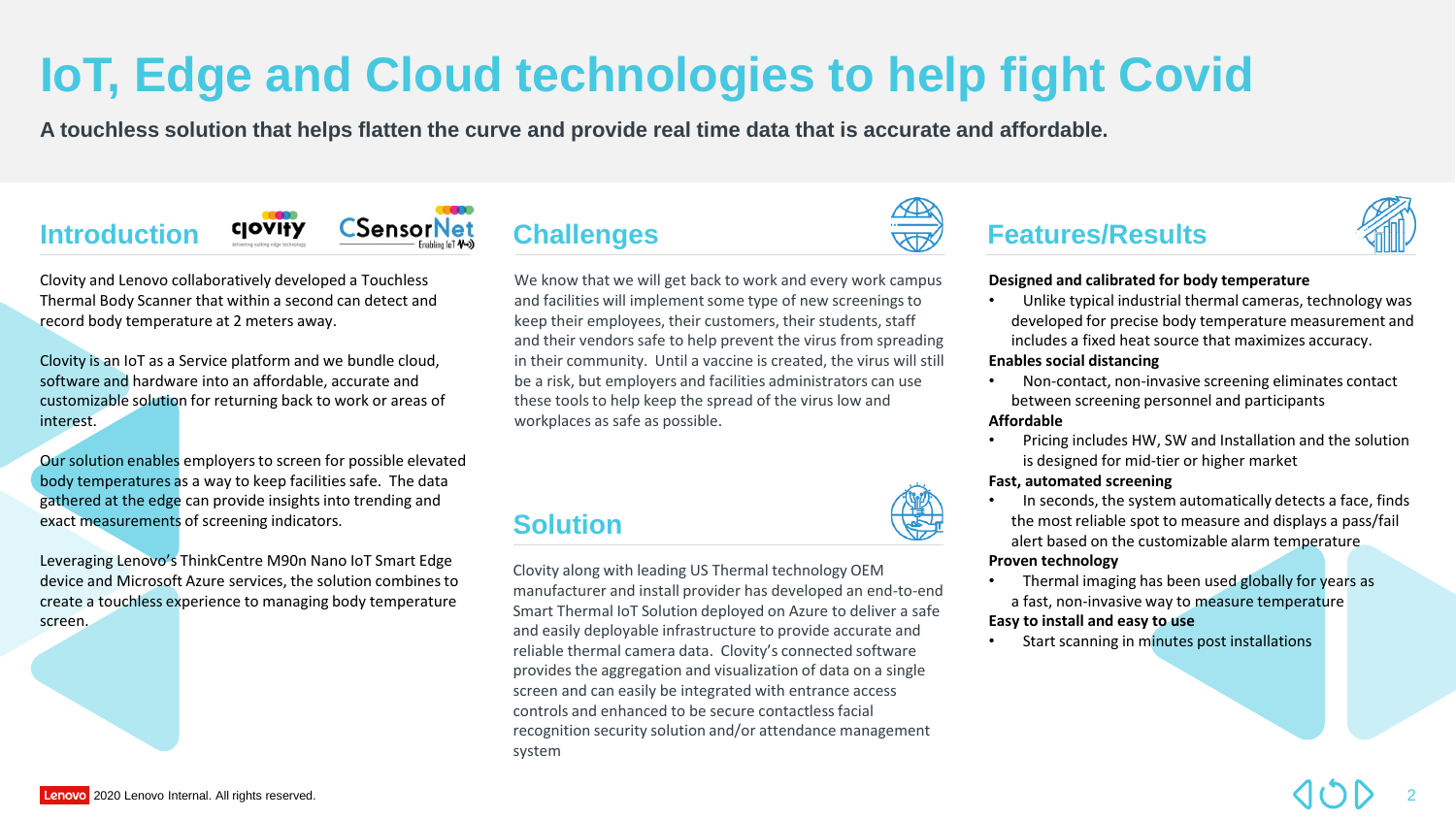# IoT, Edge and Cloud technologies to help fight Covid

**A touchless solution that helps flatten the curve and provide real time data that is accurate and affordable.**

## Introduction

Clovity and Lenovo collaboratively developed a Touchless Thermal Body Scanner that within a second can detect and record body temperature at 2 meters away.

Clovity is an IoT as a Service platform and we bundle cloud, software and hardware into an affordable, accurate and customizable solution for returning back to work or areas of interest.

Our solution enables employers to screen for possible elevated body temperatures as a way to keep facilities safe. The data gathered at the edge can provide insights into trending and exact measurements of screening indicators.

Leveraging Lenovo's ThinkCentre M90n Nano IoT Smart Edge device and Microsoft Azure services, the solution combines to create a touchless experience to managing body temperature screen.

## Challenges

We know that we will get back to work and every work campus and facilities will implement some type of new screenings to keep their employees, their customers, their students, staff and their vendors safe to help prevent the virus from spreading in their community. Until a vaccine is created, the virus will still be a risk, but employers and facilities administrators can use these tools to help keep the spread of the virus low and workplaces as safe as possible.

## Solution

Clovity along with leading US Thermal technology OEM manufacturer and install provider has developed an end-to-end Smart Thermal IoT Solution deployed on Azure to deliver a safe and easily deployable infrastructure to provide accurate and reliable thermal camera data. Clovity's connected software provides the aggregation and visualization of data on a single screen and can easily be integrated with entrance access controls and enhanced to be secure contactless facial recognition security solution and/or attendance management system

## Features/Results

**Designed and calibrated for body temperature**

- Unlike typical industrial thermal cameras, technology was developed for precise body temperature measurement and includes a fixed heat source that maximizes accuracy.

**Enables social distancing**

- Non-contact, non-invasive screening eliminates contact between screening personnel and participants

**Affordable**

- Pricing includes HW, SW and Installation and the solution is designed for mid-tier or higher market

**Fast, automated screening**

- In seconds, the system automatically detects a face, finds the most reliable spot to measure and displays a pass/fail alert based on the customizable alarm temperature

**Proven technology**

- Thermal imaging has been used globally for years as a fast, non-invasive way to measure temperature

**Easy to install and easy to use**

- Start scanning in minutes post installations

Lenovo 2020 Lenovo Internal. All rights reserved.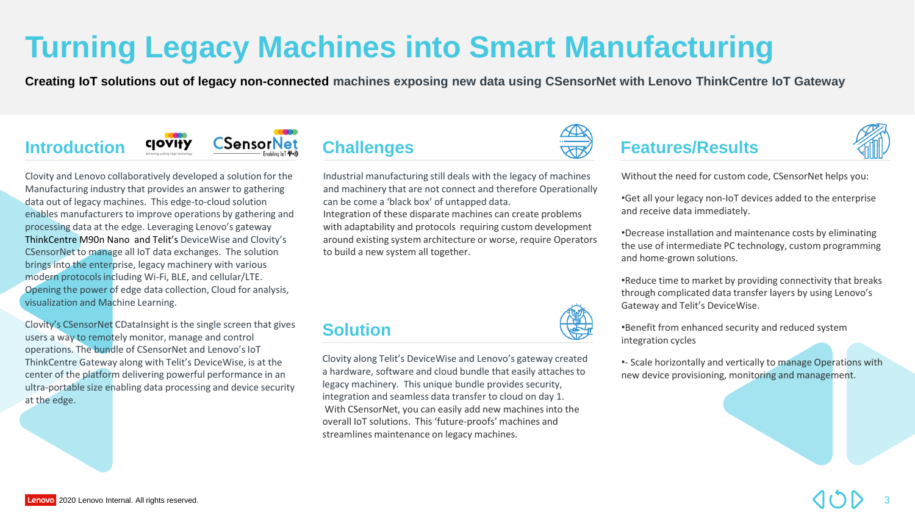# Turning Legacy Machines into Smart Manufacturing

**Creating IoT solutions out of legacy non-connected machines exposing new data using CSensorNet with Lenovo ThinkCentre IoT Gateway**

## Introduction

Clovity and Lenovo collaboratively developed a solution for the Manufacturing industry that provides an answer to gathering data out of legacy machines. This edge-to-cloud solution enables manufacturers to improve operations by gathering and processing data at the edge. Leveraging Lenovo's gateway ThinkCentre M90n Nano and Telit's DeviceWise and Clovity's CSensorNet to manage all IoT data exchanges. The solution brings into the enterprise, legacy machinery with various modern protocols including Wi-Fi, BLE, and cellular/LTE. Opening the power of edge data collection, Cloud for analysis, visualization and Machine Learning.

Clovity's CSensorNet CDataInsight is the single screen that gives users a way to remotely monitor, manage and control operations. The bundle of CSensorNet and Lenovo's IoT ThinkCentre Gateway along with Telit's DeviceWise, is at the center of the platform delivering powerful performance in an ultra-portable size enabling data processing and device security at the edge.

## Challenges

Industrial manufacturing still deals with the legacy of machines and machinery that are not connect and therefore Operationally can be come a 'black box' of untapped data.
Integration of these disparate machines can create problems with adaptability and protocols requiring custom development around existing system architecture or worse, require Operators to build a new system all together.

## Solution

Clovity along Telit's DeviceWise and Lenovo's gateway created a hardware, software and cloud bundle that easily attaches to legacy machinery. This unique bundle provides security, integration and seamless data transfer to cloud on day 1.
With CSensorNet, you can easily add new machines into the overall IoT solutions. This 'future-proofs' machines and streamlines maintenance on legacy machines.

## Features/Results

Without the need for custom code, CSensorNet helps you:

•Get all your legacy non-IoT devices added to the enterprise and receive data immediately.

•Decrease installation and maintenance costs by eliminating the use of intermediate PC technology, custom programming and home-grown solutions.

•Reduce time to market by providing connectivity that breaks through complicated data transfer layers by using Lenovo's Gateway and Telit's DeviceWise.

•Benefit from enhanced security and reduced system integration cycles

•- Scale horizontally and vertically to manage Operations with new device provisioning, monitoring and management.

Lenovo 2020 Lenovo Internal. All rights reserved.